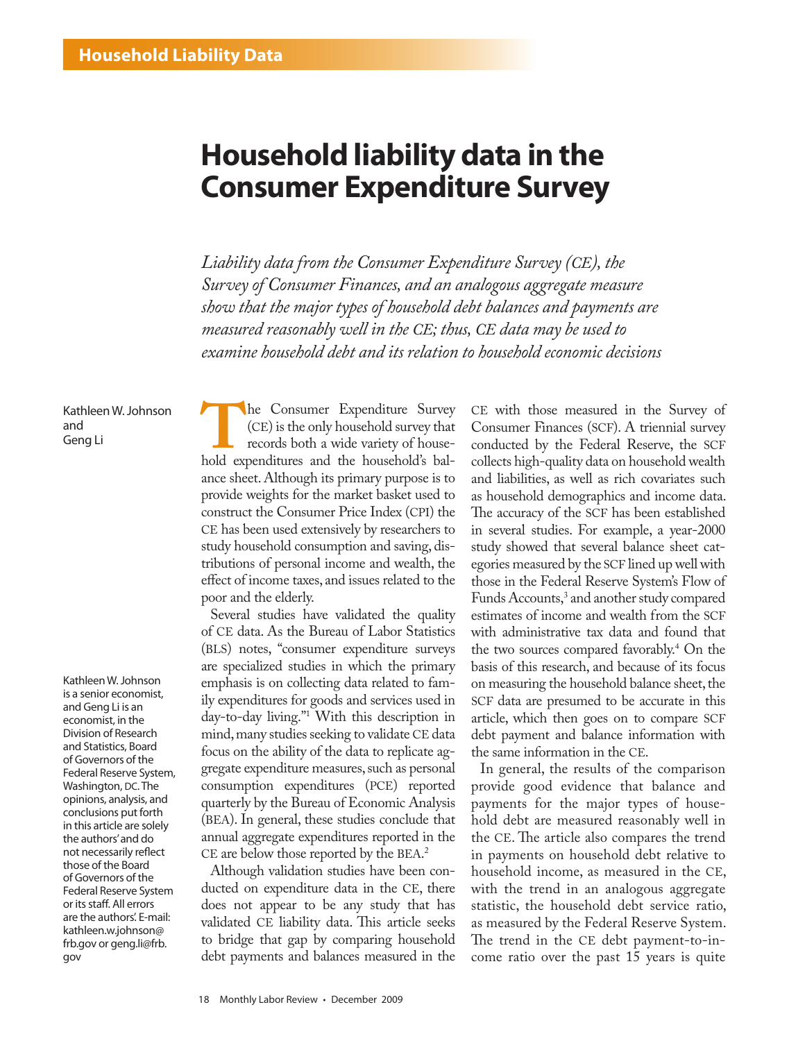# Household liability data in the Consumer Expenditure Survey

*Liability data from the Consumer Expenditure Survey (CE), the Survey of Consumer Finances, and an analogous aggregate measure show that the major types of household debt balances and payments are measured reasonably well in the CE; thus, CE data may be used to examine household debt and its relation to household economic decisions*

Kathleen W. Johnson and Geng Li

Kathleen W. Johnson is a senior economist, and Geng Li is an economist, in the Division of Research and Statistics, Board of Governors of the Federal Reserve System, Washington, DC. The opinions, analysis, and conclusions put forth in this article are solely the authors' and do not necessarily reflect those of the Board of Governors of the Federal Reserve System or its staff. All errors are the authors'. E-mail: kathleen.w.johnson@frb.gov or geng.li@frb.gov

The Consumer Expenditure Survey (CE) is the only household survey that records both a wide variety of household expenditures and the household's balance sheet. Although its primary purpose is to provide weights for the market basket used to construct the Consumer Price Index (CPI) the CE has been used extensively by researchers to study household consumption and saving, distributions of personal income and wealth, the effect of income taxes, and issues related to the poor and the elderly.

Several studies have validated the quality of CE data. As the Bureau of Labor Statistics (BLS) notes, "consumer expenditure surveys are specialized studies in which the primary emphasis is on collecting data related to family expenditures for goods and services used in day-to-day living."[1] With this description in mind, many studies seeking to validate CE data focus on the ability of the data to replicate aggregate expenditure measures, such as personal consumption expenditures (PCE) reported quarterly by the Bureau of Economic Analysis (BEA). In general, these studies conclude that annual aggregate expenditures reported in the CE are below those reported by the BEA.[2]

Although validation studies have been conducted on expenditure data in the CE, there does not appear to be any study that has validated CE liability data. This article seeks to bridge that gap by comparing household debt payments and balances measured in the CE with those measured in the Survey of Consumer Finances (SCF). A triennial survey conducted by the Federal Reserve, the SCF collects high-quality data on household wealth and liabilities, as well as rich covariates such as household demographics and income data. The accuracy of the SCF has been established in several studies. For example, a year-2000 study showed that several balance sheet categories measured by the SCF lined up well with those in the Federal Reserve System's Flow of Funds Accounts,[3] and another study compared estimates of income and wealth from the SCF with administrative tax data and found that the two sources compared favorably.[4] On the basis of this research, and because of its focus on measuring the household balance sheet, the SCF data are presumed to be accurate in this article, which then goes on to compare SCF debt payment and balance information with the same information in the CE.

In general, the results of the comparison provide good evidence that balance and payments for the major types of household debt are measured reasonably well in the CE. The article also compares the trend in payments on household debt relative to household income, as measured in the CE, with the trend in an analogous aggregate statistic, the household debt service ratio, as measured by the Federal Reserve System. The trend in the CE debt payment-to-income ratio over the past 15 years is quite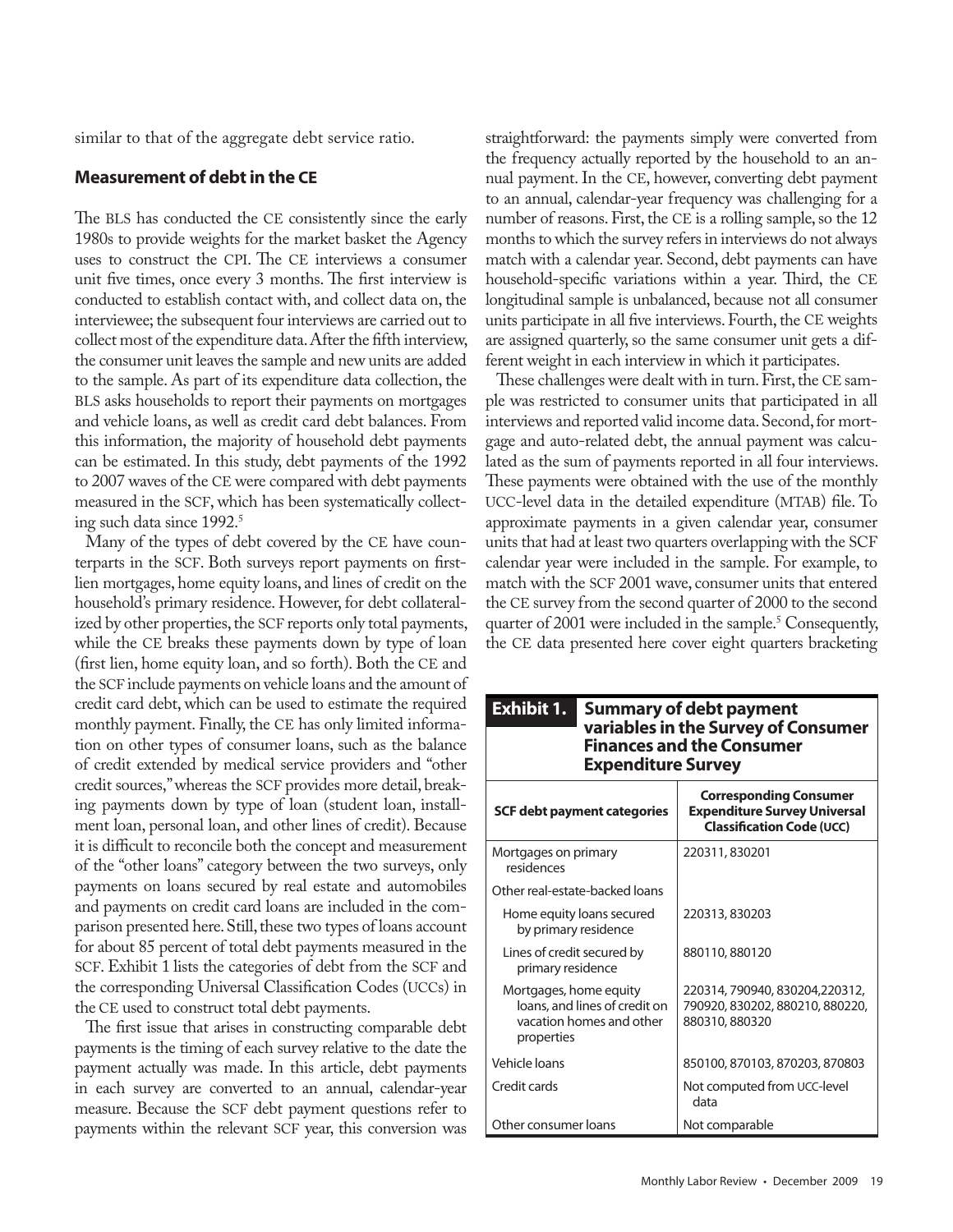similar to that of the aggregate debt service ratio.

## Measurement of debt in the CE

The BLS has conducted the CE consistently since the early 1980s to provide weights for the market basket the Agency uses to construct the CPI. The CE interviews a consumer unit five times, once every 3 months. The first interview is conducted to establish contact with, and collect data on, the interviewee; the subsequent four interviews are carried out to collect most of the expenditure data. After the fifth interview, the consumer unit leaves the sample and new units are added to the sample. As part of its expenditure data collection, the BLS asks households to report their payments on mortgages and vehicle loans, as well as credit card debt balances. From this information, the majority of household debt payments can be estimated. In this study, debt payments of the 1992 to 2007 waves of the CE were compared with debt payments measured in the SCF, which has been systematically collecting such data since 1992.[5]

Many of the types of debt covered by the CE have counterparts in the SCF. Both surveys report payments on first-lien mortgages, home equity loans, and lines of credit on the household's primary residence. However, for debt collateralized by other properties, the SCF reports only total payments, while the CE breaks these payments down by type of loan (first lien, home equity loan, and so forth). Both the CE and the SCF include payments on vehicle loans and the amount of credit card debt, which can be used to estimate the required monthly payment. Finally, the CE has only limited information on other types of consumer loans, such as the balance of credit extended by medical service providers and "other credit sources," whereas the SCF provides more detail, breaking payments down by type of loan (student loan, installment loan, personal loan, and other lines of credit). Because it is difficult to reconcile both the concept and measurement of the "other loans" category between the two surveys, only payments on loans secured by real estate and automobiles and payments on credit card loans are included in the comparison presented here. Still, these two types of loans account for about 85 percent of total debt payments measured in the SCF. Exhibit 1 lists the categories of debt from the SCF and the corresponding Universal Classification Codes (UCCs) in the CE used to construct total debt payments.

The first issue that arises in constructing comparable debt payments is the timing of each survey relative to the date the payment actually was made. In this article, debt payments in each survey are converted to an annual, calendar-year measure. Because the SCF debt payment questions refer to payments within the relevant SCF year, this conversion was straightforward: the payments simply were converted from the frequency actually reported by the household to an annual payment. In the CE, however, converting debt payment to an annual, calendar-year frequency was challenging for a number of reasons. First, the CE is a rolling sample, so the 12 months to which the survey refers in interviews do not always match with a calendar year. Second, debt payments can have household-specific variations within a year. Third, the CE longitudinal sample is unbalanced, because not all consumer units participate in all five interviews. Fourth, the CE weights are assigned quarterly, so the same consumer unit gets a different weight in each interview in which it participates.

These challenges were dealt with in turn. First, the CE sample was restricted to consumer units that participated in all interviews and reported valid income data. Second, for mortgage and auto-related debt, the annual payment was calculated as the sum of payments reported in all four interviews. These payments were obtained with the use of the monthly UCC-level data in the detailed expenditure (MTAB) file. To approximate payments in a given calendar year, consumer units that had at least two quarters overlapping with the SCF calendar year were included in the sample. For example, to match with the SCF 2001 wave, consumer units that entered the CE survey from the second quarter of 2000 to the second quarter of 2001 were included in the sample.[5] Consequently, the CE data presented here cover eight quarters bracketing

**Exhibit 1. Summary of debt payment variables in the Survey of Consumer Finances and the Consumer Expenditure Survey**

| SCF debt payment categories | Corresponding Consumer Expenditure Survey Universal Classification Code (UCC) |
|---|---|
| Mortgages on primary residences | 220311, 830201 |
| Other real-estate-backed loans | |
| Home equity loans secured by primary residence | 220313, 830203 |
| Lines of credit secured by primary residence | 880110, 880120 |
| Mortgages, home equity loans, and lines of credit on vacation homes and other properties | 220314, 790940, 830204,220312, 790920, 830202, 880210, 880220, 880310, 880320 |
| Vehicle loans | 850100, 870103, 870203, 870803 |
| Credit cards | Not computed from UCC-level data |
| Other consumer loans | Not comparable |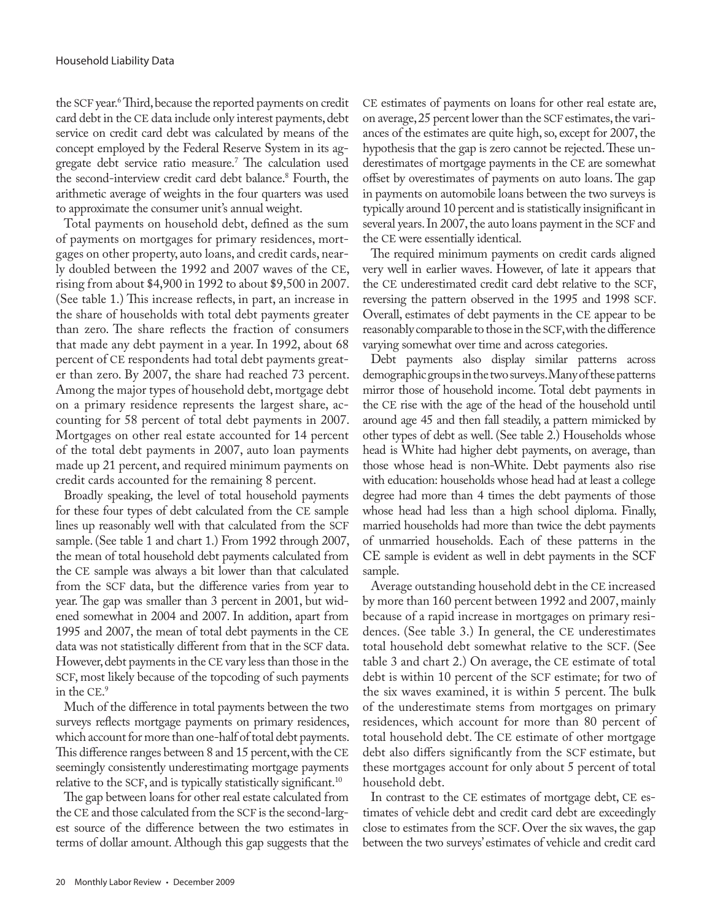the SCF year.[6] Third, because the reported payments on credit card debt in the CE data include only interest payments, debt service on credit card debt was calculated by means of the concept employed by the Federal Reserve System in its aggregate debt service ratio measure.[7] The calculation used the second-interview credit card debt balance.[8] Fourth, the arithmetic average of weights in the four quarters was used to approximate the consumer unit's annual weight.

Total payments on household debt, defined as the sum of payments on mortgages for primary residences, mortgages on other property, auto loans, and credit cards, nearly doubled between the 1992 and 2007 waves of the CE, rising from about $4,900 in 1992 to about $9,500 in 2007. (See table 1.) This increase reflects, in part, an increase in the share of households with total debt payments greater than zero. The share reflects the fraction of consumers that made any debt payment in a year. In 1992, about 68 percent of CE respondents had total debt payments greater than zero. By 2007, the share had reached 73 percent. Among the major types of household debt, mortgage debt on a primary residence represents the largest share, accounting for 58 percent of total debt payments in 2007. Mortgages on other real estate accounted for 14 percent of the total debt payments in 2007, auto loan payments made up 21 percent, and required minimum payments on credit cards accounted for the remaining 8 percent.

Broadly speaking, the level of total household payments for these four types of debt calculated from the CE sample lines up reasonably well with that calculated from the SCF sample. (See table 1 and chart 1.) From 1992 through 2007, the mean of total household debt payments calculated from the CE sample was always a bit lower than that calculated from the SCF data, but the difference varies from year to year. The gap was smaller than 3 percent in 2001, but widened somewhat in 2004 and 2007. In addition, apart from 1995 and 2007, the mean of total debt payments in the CE data was not statistically different from that in the SCF data. However, debt payments in the CE vary less than those in the SCF, most likely because of the topcoding of such payments in the CE.[9]

Much of the difference in total payments between the two surveys reflects mortgage payments on primary residences, which account for more than one-half of total debt payments. This difference ranges between 8 and 15 percent, with the CE seemingly consistently underestimating mortgage payments relative to the SCF, and is typically statistically significant.[10]

The gap between loans for other real estate calculated from the CE and those calculated from the SCF is the second-largest source of the difference between the two estimates in terms of dollar amount. Although this gap suggests that the CE estimates of payments on loans for other real estate are, on average, 25 percent lower than the SCF estimates, the variances of the estimates are quite high, so, except for 2007, the hypothesis that the gap is zero cannot be rejected. These underestimates of mortgage payments in the CE are somewhat offset by overestimates of payments on auto loans. The gap in payments on automobile loans between the two surveys is typically around 10 percent and is statistically insignificant in several years. In 2007, the auto loans payment in the SCF and the CE were essentially identical.

The required minimum payments on credit cards aligned very well in earlier waves. However, of late it appears that the CE underestimated credit card debt relative to the SCF, reversing the pattern observed in the 1995 and 1998 SCF. Overall, estimates of debt payments in the CE appear to be reasonably comparable to those in the SCF, with the difference varying somewhat over time and across categories.

Debt payments also display similar patterns across demographic groups in the two surveys. Many of these patterns mirror those of household income. Total debt payments in the CE rise with the age of the head of the household until around age 45 and then fall steadily, a pattern mimicked by other types of debt as well. (See table 2.) Households whose head is White had higher debt payments, on average, than those whose head is non-White. Debt payments also rise with education: households whose head had at least a college degree had more than 4 times the debt payments of those whose head had less than a high school diploma. Finally, married households had more than twice the debt payments of unmarried households. Each of these patterns in the CE sample is evident as well in debt payments in the SCF sample.

Average outstanding household debt in the CE increased by more than 160 percent between 1992 and 2007, mainly because of a rapid increase in mortgages on primary residences. (See table 3.) In general, the CE underestimates total household debt somewhat relative to the SCF. (See table 3 and chart 2.) On average, the CE estimate of total debt is within 10 percent of the SCF estimate; for two of the six waves examined, it is within 5 percent. The bulk of the underestimate stems from mortgages on primary residences, which account for more than 80 percent of total household debt. The CE estimate of other mortgage debt also differs significantly from the SCF estimate, but these mortgages account for only about 5 percent of total household debt.

In contrast to the CE estimates of mortgage debt, CE estimates of vehicle debt and credit card debt are exceedingly close to estimates from the SCF. Over the six waves, the gap between the two surveys' estimates of vehicle and credit card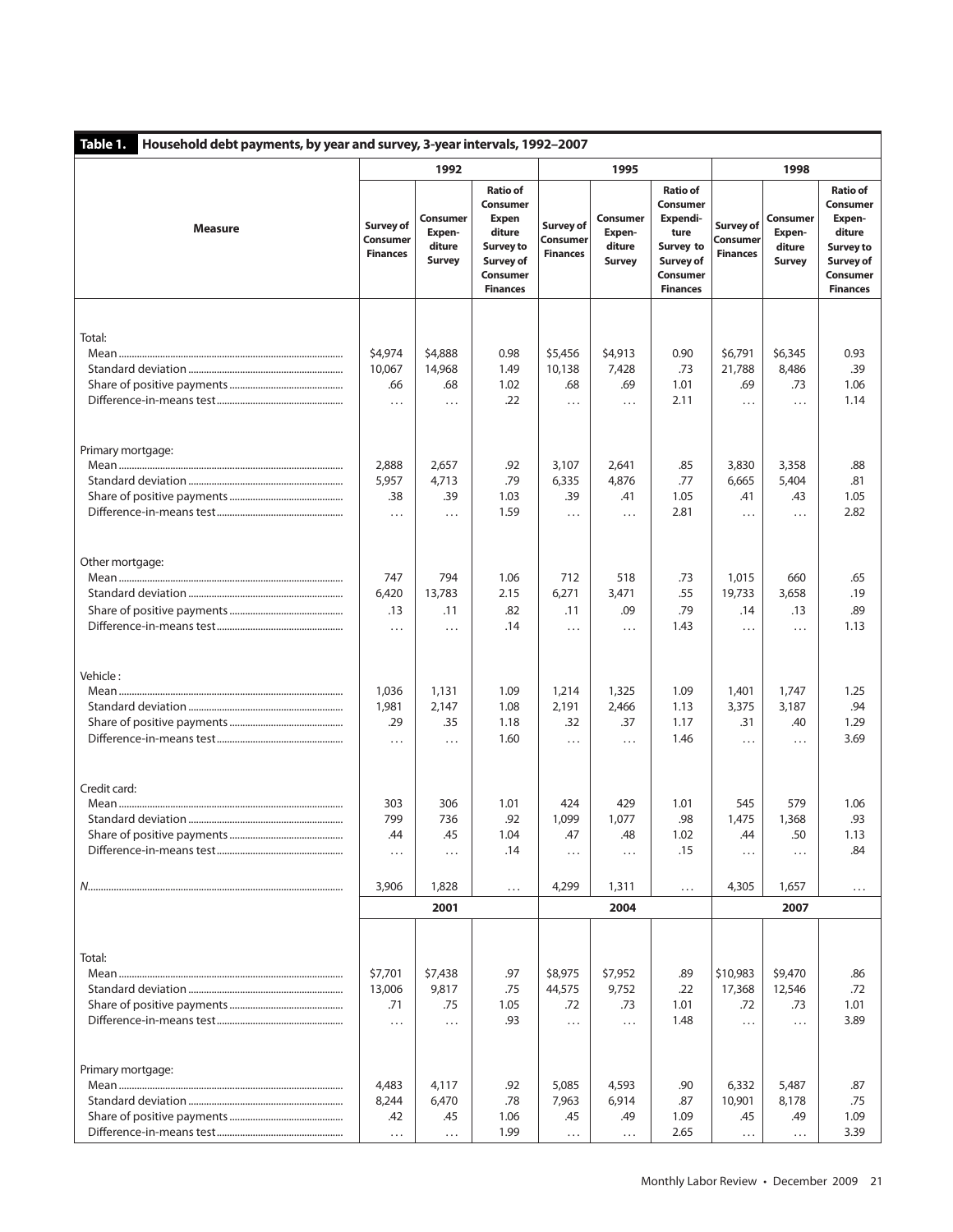**Table 1. Household debt payments, by year and survey, 3-year intervals, 1992–2007**

| Measure | 1992 | | | 1995 | | | 1998 | | |
|---|---|---|---|---|---|---|---|---|---|
| | Survey of Consumer Finances | Consumer Expenditure Survey | Ratio of Consumer Expenditure Survey to Survey of Consumer Finances | Survey of Consumer Finances | Consumer Expenditure Survey | Ratio of Consumer Expenditure Survey to Survey of Consumer Finances | Survey of Consumer Finances | Consumer Expenditure Survey | Ratio of Consumer Expenditure Survey to Survey of Consumer Finances |
| **Total:** | | | | | | | | | |
| Mean | $4,974 | $4,888 | 0.98 | $5,456 | $4,913 | 0.90 | $6,791 | $6,345 | 0.93 |
| Standard deviation | 10,067 | 14,968 | 1.49 | 10,138 | 7,428 | .73 | 21,788 | 8,486 | .39 |
| Share of positive payments | .66 | .68 | 1.02 | .68 | .69 | 1.01 | .69 | .73 | 1.06 |
| Difference-in-means test | ... | ... | .22 | ... | ... | 2.11 | ... | ... | 1.14 |
| **Primary mortgage:** | | | | | | | | | |
| Mean | 2,888 | 2,657 | .92 | 3,107 | 2,641 | .85 | 3,830 | 3,358 | .88 |
| Standard deviation | 5,957 | 4,713 | .79 | 6,335 | 4,876 | .77 | 6,665 | 5,404 | .81 |
| Share of positive payments | .38 | .39 | 1.03 | .39 | .41 | 1.05 | .41 | .43 | 1.05 |
| Difference-in-means test | ... | ... | 1.59 | ... | ... | 2.81 | ... | ... | 2.82 |
| **Other mortgage:** | | | | | | | | | |
| Mean | 747 | 794 | 1.06 | 712 | 518 | .73 | 1,015 | 660 | .65 |
| Standard deviation | 6,420 | 13,783 | 2.15 | 6,271 | 3,471 | .55 | 19,733 | 3,658 | .19 |
| Share of positive payments | .13 | .11 | .82 | .11 | .09 | .79 | .14 | .13 | .89 |
| Difference-in-means test | ... | ... | .14 | ... | ... | 1.43 | ... | ... | 1.13 |
| **Vehicle:** | | | | | | | | | |
| Mean | 1,036 | 1,131 | 1.09 | 1,214 | 1,325 | 1.09 | 1,401 | 1,747 | 1.25 |
| Standard deviation | 1,981 | 2,147 | 1.08 | 2,191 | 2,466 | 1.13 | 3,375 | 3,187 | .94 |
| Share of positive payments | .29 | .35 | 1.18 | .32 | .37 | 1.17 | .31 | .40 | 1.29 |
| Difference-in-means test | ... | ... | 1.60 | ... | ... | 1.46 | ... | ... | 3.69 |
| **Credit card:** | | | | | | | | | |
| Mean | 303 | 306 | 1.01 | 424 | 429 | 1.01 | 545 | 579 | 1.06 |
| Standard deviation | 799 | 736 | .92 | 1,099 | 1,077 | .98 | 1,475 | 1,368 | .93 |
| Share of positive payments | .44 | .45 | 1.04 | .47 | .48 | 1.02 | .44 | .50 | 1.13 |
| Difference-in-means test | ... | ... | .14 | ... | ... | .15 | ... | ... | .84 |
| *N* | 3,906 | 1,828 | ... | 4,299 | 1,311 | ... | 4,305 | 1,657 | ... |
| | **2001** | | | **2004** | | | **2007** | | |
| **Total:** | | | | | | | | | |
| Mean | $7,701 | $7,438 | .97 | $8,975 | $7,952 | .89 | $10,983 | $9,470 | .86 |
| Standard deviation | 13,006 | 9,817 | .75 | 44,575 | 9,752 | .22 | 17,368 | 12,546 | .72 |
| Share of positive payments | .71 | .75 | 1.05 | .72 | .73 | 1.01 | .72 | .73 | 1.01 |
| Difference-in-means test | ... | ... | .93 | ... | ... | 1.48 | ... | ... | 3.89 |
| **Primary mortgage:** | | | | | | | | | |
| Mean | 4,483 | 4,117 | .92 | 5,085 | 4,593 | .90 | 6,332 | 5,487 | .87 |
| Standard deviation | 8,244 | 6,470 | .78 | 7,963 | 6,914 | .87 | 10,901 | 8,178 | .75 |
| Share of positive payments | .42 | .45 | 1.06 | .45 | .49 | 1.09 | .45 | .49 | 1.09 |
| Difference-in-means test | ... | ... | 1.99 | ... | ... | 2.65 | ... | ... | 3.39 |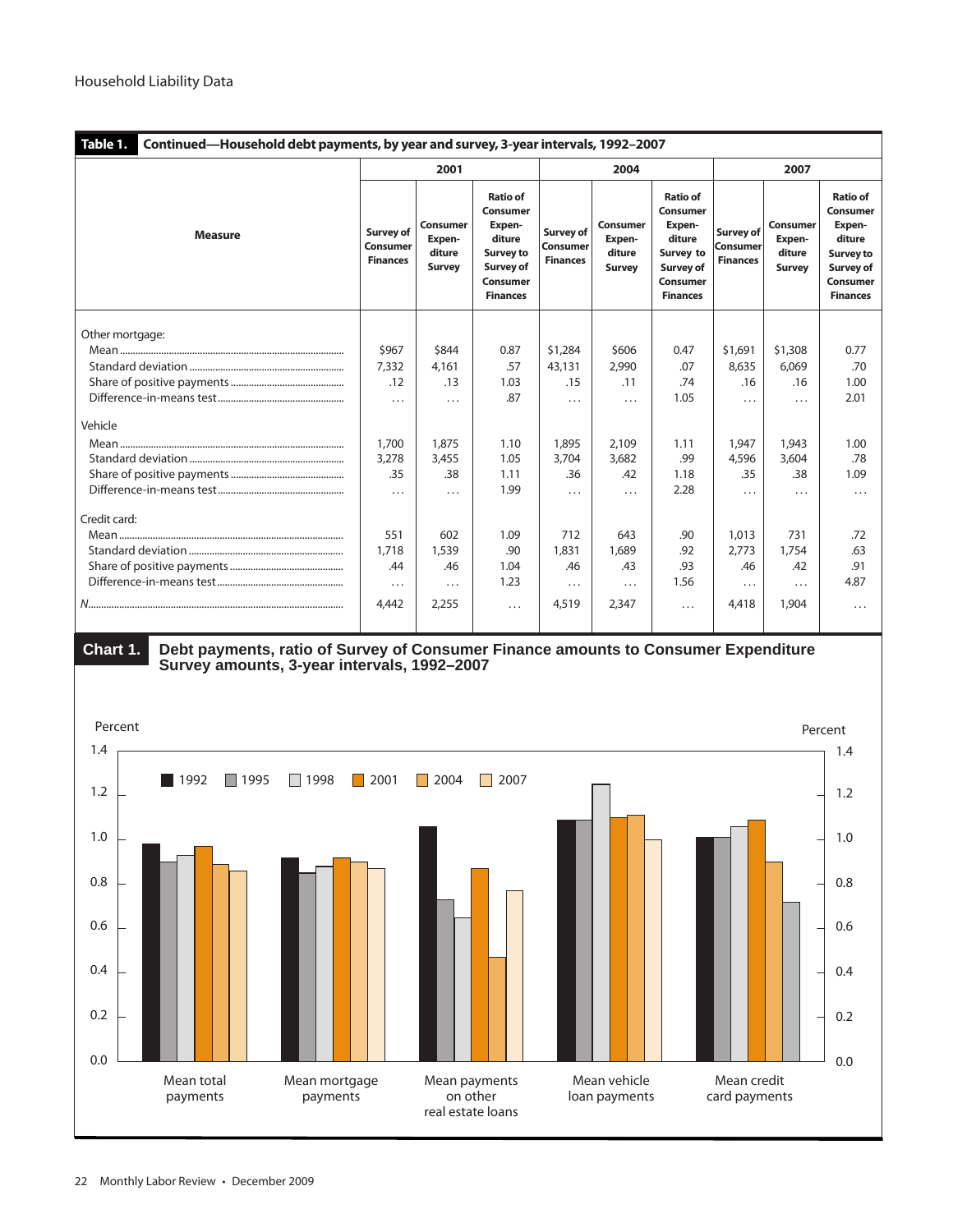**Table 1. Continued—Household debt payments, by year and survey, 3-year intervals, 1992–2007**

| Measure | 2001 | | | 2004 | | | 2007 | | |
|---|---|---|---|---|---|---|---|---|---|
| | Survey of Consumer Finances | Consumer Expenditure Survey | Ratio of Consumer Expenditure Survey to Survey of Consumer Finances | Survey of Consumer Finances | Consumer Expenditure Survey | Ratio of Consumer Expenditure Survey to Survey of Consumer Finances | Survey of Consumer Finances | Consumer Expenditure Survey | Ratio of Consumer Expenditure Survey to Survey of Consumer Finances |
| Other mortgage: | | | | | | | | | |
| Mean | $967 | $844 | 0.87 | $1,284 | $606 | 0.47 | $1,691 | $1,308 | 0.77 |
| Standard deviation | 7,332 | 4,161 | .57 | 43,131 | 2,990 | .07 | 8,635 | 6,069 | .70 |
| Share of positive payments | .12 | .13 | 1.03 | .15 | .11 | .74 | .16 | .16 | 1.00 |
| Difference-in-means test | ... | ... | .87 | ... | ... | 1.05 | ... | ... | 2.01 |
| Vehicle | | | | | | | | | |
| Mean | 1,700 | 1,875 | 1.10 | 1,895 | 2,109 | 1.11 | 1,947 | 1,943 | 1.00 |
| Standard deviation | 3,278 | 3,455 | 1.05 | 3,704 | 3,682 | .99 | 4,596 | 3,604 | .78 |
| Share of positive payments | .35 | .38 | 1.11 | .36 | .42 | 1.18 | .35 | .38 | 1.09 |
| Difference-in-means test | ... | ... | 1.99 | ... | ... | 2.28 | ... | ... | ... |
| Credit card: | | | | | | | | | |
| Mean | 551 | 602 | 1.09 | 712 | 643 | .90 | 1,013 | 731 | .72 |
| Standard deviation | 1,718 | 1,539 | .90 | 1,831 | 1,689 | .92 | 2,773 | 1,754 | .63 |
| Share of positive payments | .44 | .46 | 1.04 | .46 | .43 | .93 | .46 | .42 | .91 |
| Difference-in-means test | ... | ... | 1.23 | ... | ... | 1.56 | ... | ... | 4.87 |
| *N* | 4,442 | 2,255 | ... | 4,519 | 2,347 | ... | 4,418 | 1,904 | ... |

**Chart 1. Debt payments, ratio of Survey of Consumer Finance amounts to Consumer Expenditure Survey amounts, 3-year intervals, 1992–2007**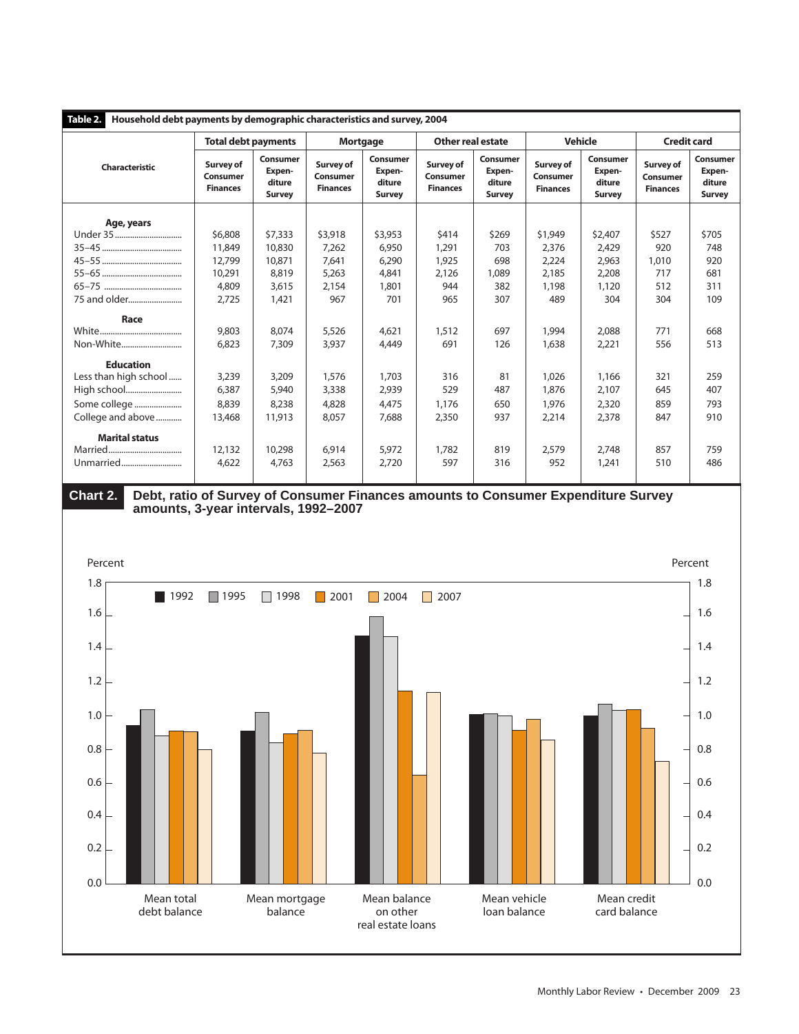**Table 2. Household debt payments by demographic characteristics and survey, 2004**

| Characteristic | Total debt payments | | Mortgage | | Other real estate | | Vehicle | | Credit card | |
|---|---|---|---|---|---|---|---|---|---|---|
| | Survey of Consumer Finances | Consumer Expenditure Survey | Survey of Consumer Finances | Consumer Expenditure Survey | Survey of Consumer Finances | Consumer Expenditure Survey | Survey of Consumer Finances | Consumer Expenditure Survey | Survey of Consumer Finances | Consumer Expenditure Survey |
| **Age, years** | | | | | | | | | | |
| Under 35 | $6,808 | $7,333 | $3,918 | $3,953 | $414 | $269 | $1,949 | $2,407 | $527 | $705 |
| 35–45 | 11,849 | 10,830 | 7,262 | 6,950 | 1,291 | 703 | 2,376 | 2,429 | 920 | 748 |
| 45–55 | 12,799 | 10,871 | 7,641 | 6,290 | 1,925 | 698 | 2,224 | 2,963 | 1,010 | 920 |
| 55–65 | 10,291 | 8,819 | 5,263 | 4,841 | 2,126 | 1,089 | 2,185 | 2,208 | 717 | 681 |
| 65–75 | 4,809 | 3,615 | 2,154 | 1,801 | 944 | 382 | 1,198 | 1,120 | 512 | 311 |
| 75 and older | 2,725 | 1,421 | 967 | 701 | 965 | 307 | 489 | 304 | 304 | 109 |
| **Race** | | | | | | | | | | |
| White | 9,803 | 8,074 | 5,526 | 4,621 | 1,512 | 697 | 1,994 | 2,088 | 771 | 668 |
| Non-White | 6,823 | 7,309 | 3,937 | 4,449 | 691 | 126 | 1,638 | 2,221 | 556 | 513 |
| **Education** | | | | | | | | | | |
| Less than high school | 3,239 | 3,209 | 1,576 | 1,703 | 316 | 81 | 1,026 | 1,166 | 321 | 259 |
| High school | 6,387 | 5,940 | 3,338 | 2,939 | 529 | 487 | 1,876 | 2,107 | 645 | 407 |
| Some college | 8,839 | 8,238 | 4,828 | 4,475 | 1,176 | 650 | 1,976 | 2,320 | 859 | 793 |
| College and above | 13,468 | 11,913 | 8,057 | 7,688 | 2,350 | 937 | 2,214 | 2,378 | 847 | 910 |
| **Marital status** | | | | | | | | | | |
| Married | 12,132 | 10,298 | 6,914 | 5,972 | 1,782 | 819 | 2,579 | 2,748 | 857 | 759 |
| Unmarried | 4,622 | 4,763 | 2,563 | 2,720 | 597 | 316 | 952 | 1,241 | 510 | 486 |

**Chart 2. Debt, ratio of Survey of Consumer Finances amounts to Consumer Expenditure Survey amounts, 3-year intervals, 1992–2007**

| | 1992 | 1995 | 1998 | 2001 | 2004 | 2007 |
|---|---|---|---|---|---|---|
| Mean total debt balance | 0.94 | 1.04 | 0.88 | 0.91 | 0.91 | 0.80 |
| Mean mortgage balance | 0.91 | 1.02 | 0.84 | 0.89 | 0.91 | 0.78 |
| Mean balance on other real estate loans | 1.48 | 1.59 | 1.47 | 1.15 | 0.65 | 1.14 |
| Mean vehicle loan balance | 1.01 | 1.01 | 1.00 | 0.91 | 0.98 | 0.86 |
| Mean credit card balance | 1.00 | 1.07 | 1.03 | 1.04 | 0.92 | 0.73 |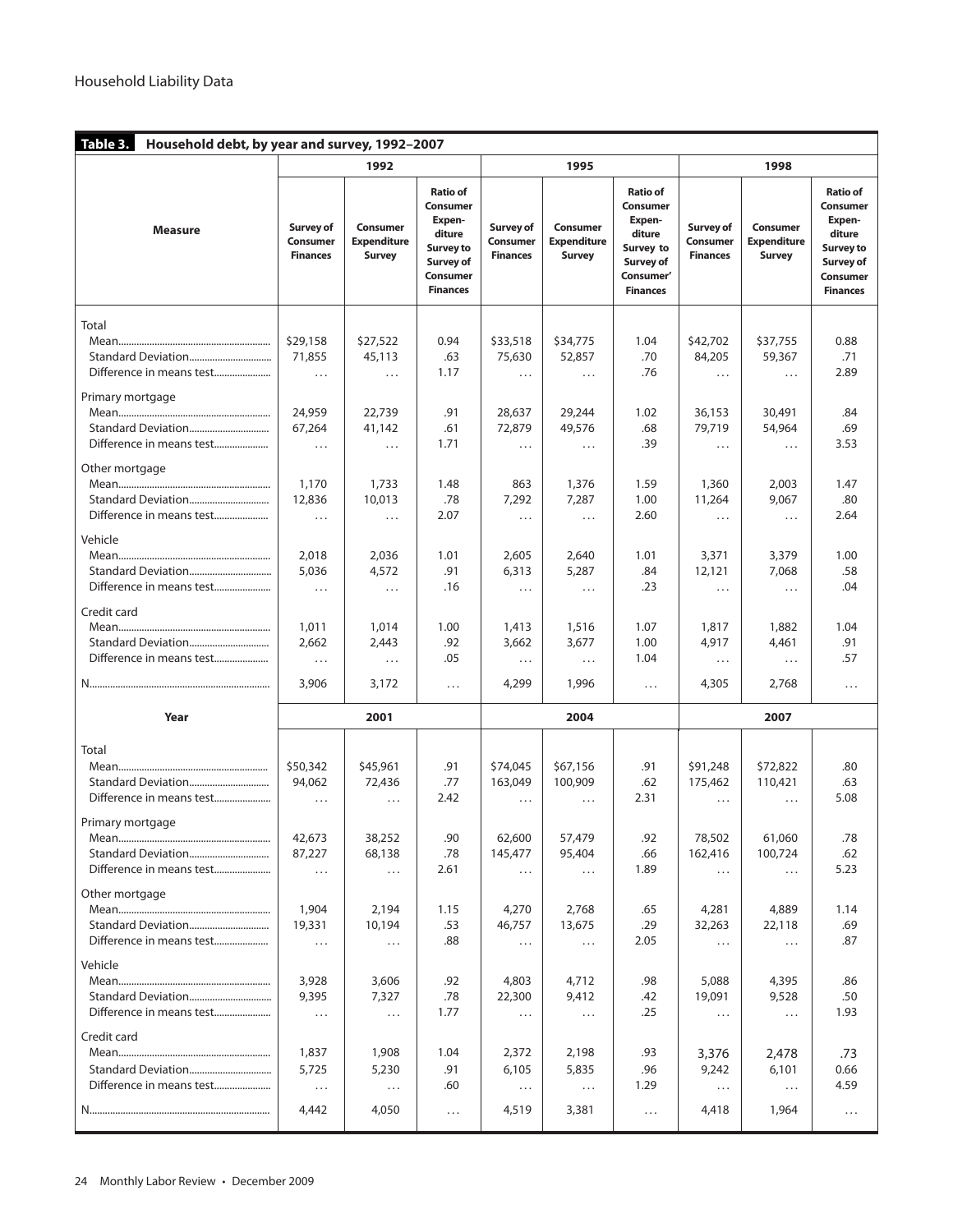**Table 3. Household debt, by year and survey, 1992–2007**

| Measure | 1992 | | | 1995 | | | 1998 | | |
|---|---|---|---|---|---|---|---|---|---|
| | Survey of Consumer Finances | Consumer Expenditure Survey | Ratio of Consumer Expen­diture Survey to Survey of Consumer Finances | Survey of Consumer Finances | Consumer Expenditure Survey | Ratio of Consumer Expen­diture Survey to Survey of Consumer' Finances | Survey of Consumer Finances | Consumer Expenditure Survey | Ratio of Consumer Expen­diture Survey to Survey of Consumer Finances |
| **Total** | | | | | | | | | |
| Mean | $29,158 | $27,522 | 0.94 | $33,518 | $34,775 | 1.04 | $42,702 | $37,755 | 0.88 |
| Standard Deviation | 71,855 | 45,113 | .63 | 75,630 | 52,857 | .70 | 84,205 | 59,367 | .71 |
| Difference in means test | ... | ... | 1.17 | ... | ... | .76 | ... | ... | 2.89 |
| **Primary mortgage** | | | | | | | | | |
| Mean | 24,959 | 22,739 | .91 | 28,637 | 29,244 | 1.02 | 36,153 | 30,491 | .84 |
| Standard Deviation | 67,264 | 41,142 | .61 | 72,879 | 49,576 | .68 | 79,719 | 54,964 | .69 |
| Difference in means test | ... | ... | 1.71 | ... | ... | .39 | ... | ... | 3.53 |
| **Other mortgage** | | | | | | | | | |
| Mean | 1,170 | 1,733 | 1.48 | 863 | 1,376 | 1.59 | 1,360 | 2,003 | 1.47 |
| Standard Deviation | 12,836 | 10,013 | .78 | 7,292 | 7,287 | 1.00 | 11,264 | 9,067 | .80 |
| Difference in means test | ... | ... | 2.07 | ... | ... | 2.60 | ... | ... | 2.64 |
| **Vehicle** | | | | | | | | | |
| Mean | 2,018 | 2,036 | 1.01 | 2,605 | 2,640 | 1.01 | 3,371 | 3,379 | 1.00 |
| Standard Deviation | 5,036 | 4,572 | .91 | 6,313 | 5,287 | .84 | 12,121 | 7,068 | .58 |
| Difference in means test | ... | ... | .16 | ... | ... | .23 | ... | ... | .04 |
| **Credit card** | | | | | | | | | |
| Mean | 1,011 | 1,014 | 1.00 | 1,413 | 1,516 | 1.07 | 1,817 | 1,882 | 1.04 |
| Standard Deviation | 2,662 | 2,443 | .92 | 3,662 | 3,677 | 1.00 | 4,917 | 4,461 | .91 |
| Difference in means test | ... | ... | .05 | ... | ... | 1.04 | ... | ... | .57 |
| N | 3,906 | 3,172 | ... | 4,299 | 1,996 | ... | 4,305 | 2,768 | ... |
| **Year** | **2001** | | | **2004** | | | **2007** | | |
| **Total** | | | | | | | | | |
| Mean | $50,342 | $45,961 | .91 | $74,045 | $67,156 | .91 | $91,248 | $72,822 | .80 |
| Standard Deviation | 94,062 | 72,436 | .77 | 163,049 | 100,909 | .62 | 175,462 | 110,421 | .63 |
| Difference in means test | ... | ... | 2.42 | ... | ... | 2.31 | ... | ... | 5.08 |
| **Primary mortgage** | | | | | | | | | |
| Mean | 42,673 | 38,252 | .90 | 62,600 | 57,479 | .92 | 78,502 | 61,060 | .78 |
| Standard Deviation | 87,227 | 68,138 | .78 | 145,477 | 95,404 | .66 | 162,416 | 100,724 | .62 |
| Difference in means test | ... | ... | 2.61 | ... | ... | 1.89 | ... | ... | 5.23 |
| **Other mortgage** | | | | | | | | | |
| Mean | 1,904 | 2,194 | 1.15 | 4,270 | 2,768 | .65 | 4,281 | 4,889 | 1.14 |
| Standard Deviation | 19,331 | 10,194 | .53 | 46,757 | 13,675 | .29 | 32,263 | 22,118 | .69 |
| Difference in means test | ... | ... | .88 | ... | ... | 2.05 | ... | ... | .87 |
| **Vehicle** | | | | | | | | | |
| Mean | 3,928 | 3,606 | .92 | 4,803 | 4,712 | .98 | 5,088 | 4,395 | .86 |
| Standard Deviation | 9,395 | 7,327 | .78 | 22,300 | 9,412 | .42 | 19,091 | 9,528 | .50 |
| Difference in means test | ... | ... | 1.77 | ... | ... | .25 | ... | ... | 1.93 |
| **Credit card** | | | | | | | | | |
| Mean | 1,837 | 1,908 | 1.04 | 2,372 | 2,198 | .93 | 3,376 | 2,478 | .73 |
| Standard Deviation | 5,725 | 5,230 | .91 | 6,105 | 5,835 | .96 | 9,242 | 6,101 | 0.66 |
| Difference in means test | ... | ... | .60 | ... | ... | 1.29 | ... | ... | 4.59 |
| N | 4,442 | 4,050 | ... | 4,519 | 3,381 | ... | 4,418 | 1,964 | ... |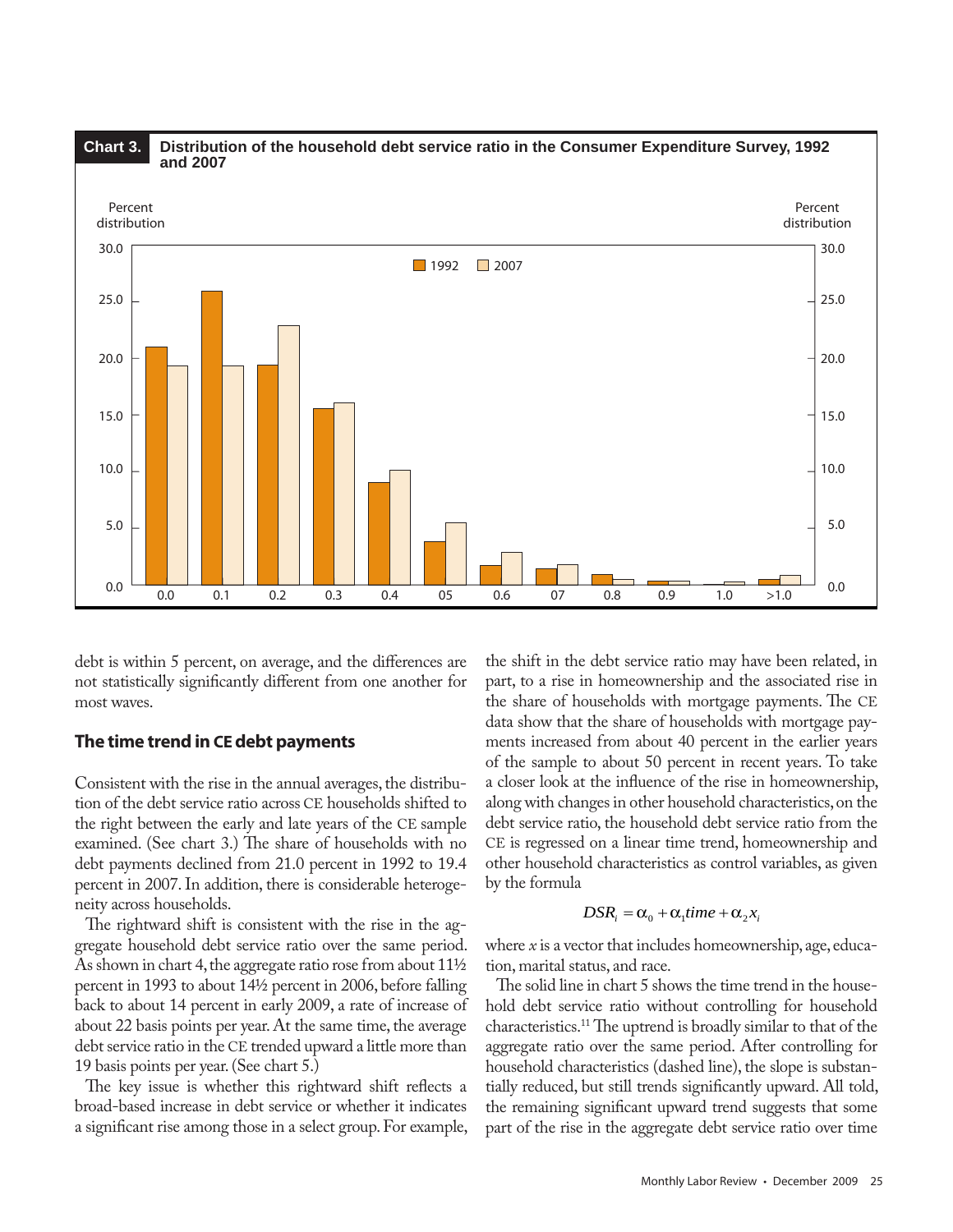**Chart 3. Distribution of the household debt service ratio in the Consumer Expenditure Survey, 1992 and 2007**

debt is within 5 percent, on average, and the differences are not statistically significantly different from one another for most waves.

## The time trend in CE debt payments

Consistent with the rise in the annual averages, the distribution of the debt service ratio across CE households shifted to the right between the early and late years of the CE sample examined. (See chart 3.) The share of households with no debt payments declined from 21.0 percent in 1992 to 19.4 percent in 2007. In addition, there is considerable heterogeneity across households.

The rightward shift is consistent with the rise in the aggregate household debt service ratio over the same period. As shown in chart 4, the aggregate ratio rose from about 11½ percent in 1993 to about 14½ percent in 2006, before falling back to about 14 percent in early 2009, a rate of increase of about 22 basis points per year. At the same time, the average debt service ratio in the CE trended upward a little more than 19 basis points per year. (See chart 5.)

The key issue is whether this rightward shift reflects a broad-based increase in debt service or whether it indicates a significant rise among those in a select group. For example, the shift in the debt service ratio may have been related, in part, to a rise in homeownership and the associated rise in the share of households with mortgage payments. The CE data show that the share of households with mortgage payments increased from about 40 percent in the earlier years of the sample to about 50 percent in recent years. To take a closer look at the influence of the rise in homeownership, along with changes in other household characteristics, on the debt service ratio, the household debt service ratio from the CE is regressed on a linear time trend, homeownership and other household characteristics as control variables, as given by the formula

$$DSR_i = \alpha_0 + \alpha_1 time + \alpha_2 x_i$$

where $x$ is a vector that includes homeownership, age, education, marital status, and race.

The solid line in chart 5 shows the time trend in the household debt service ratio without controlling for household characteristics.[11] The uptrend is broadly similar to that of the aggregate ratio over the same period. After controlling for household characteristics (dashed line), the slope is substantially reduced, but still trends significantly upward. All told, the remaining significant upward trend suggests that some part of the rise in the aggregate debt service ratio over time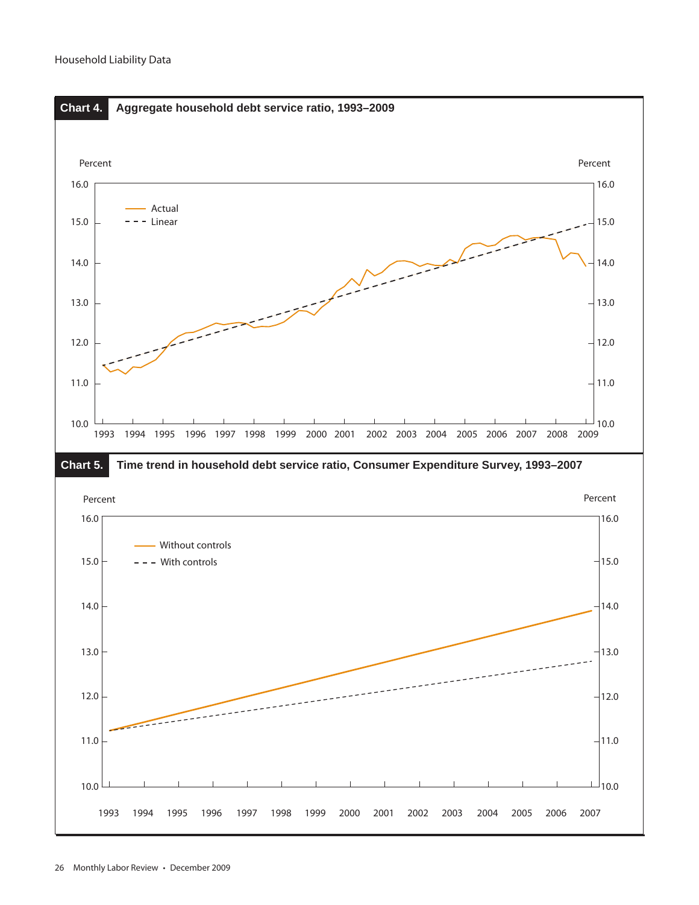**Chart 4.** **Aggregate household debt service ratio, 1993–2009**

Percent

Actual

Linear

16.0, 15.0, 14.0, 13.0, 12.0, 11.0, 10.0

1993 1994 1995 1996 1997 1998 1999 2000 2001 2002 2003 2004 2005 2006 2007 2008 2009

**Chart 5.** **Time trend in household debt service ratio, Consumer Expenditure Survey, 1993–2007**

Percent

Without controls

With controls

16.0, 15.0, 14.0, 13.0, 12.0, 11.0, 10.0

1993 1994 1995 1996 1997 1998 1999 2000 2001 2002 2003 2004 2005 2006 2007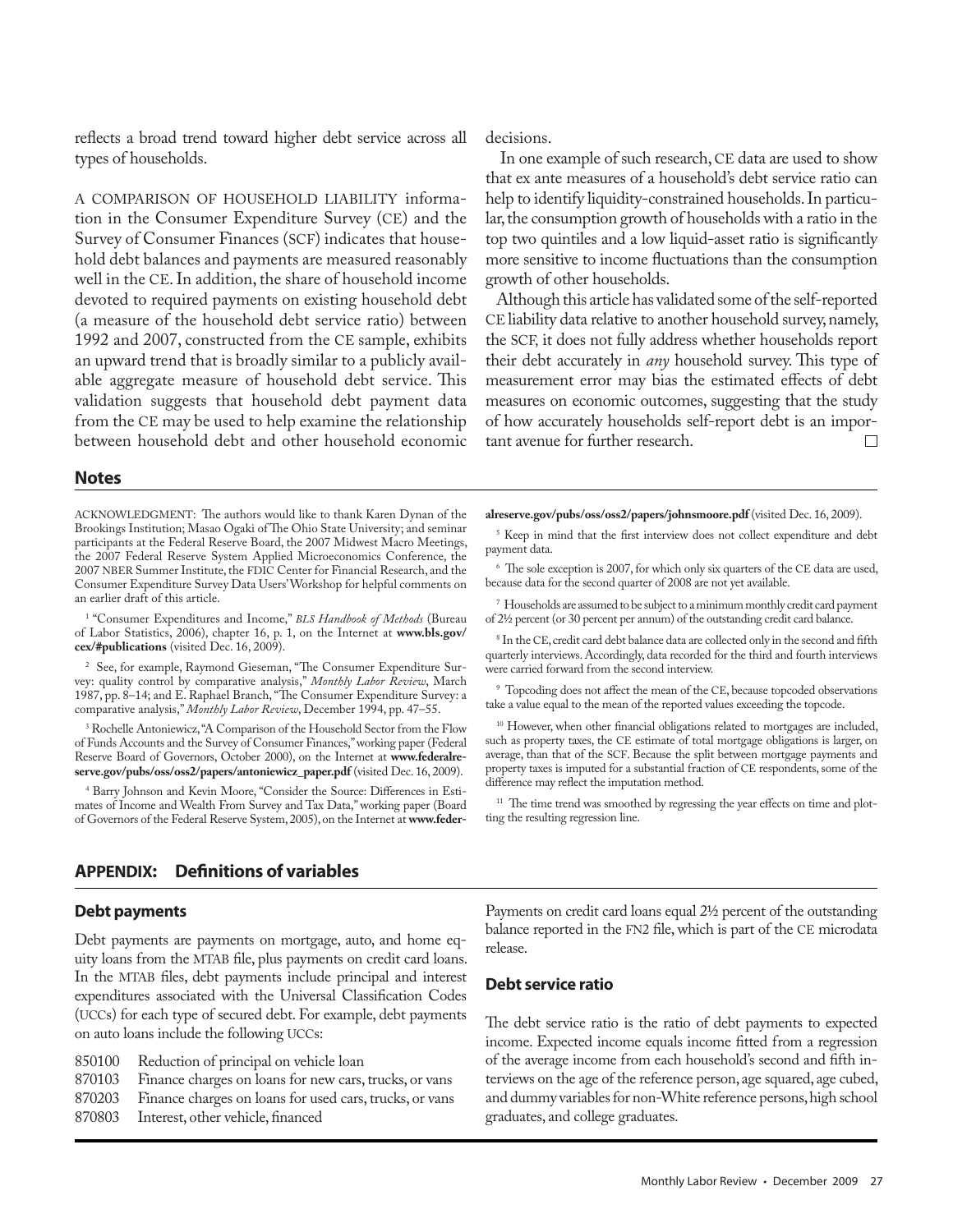reflects a broad trend toward higher debt service across all types of households.

A COMPARISON OF HOUSEHOLD LIABILITY information in the Consumer Expenditure Survey (CE) and the Survey of Consumer Finances (SCF) indicates that household debt balances and payments are measured reasonably well in the CE. In addition, the share of household income devoted to required payments on existing household debt (a measure of the household debt service ratio) between 1992 and 2007, constructed from the CE sample, exhibits an upward trend that is broadly similar to a publicly available aggregate measure of household debt service. This validation suggests that household debt payment data from the CE may be used to help examine the relationship between household debt and other household economic decisions.

In one example of such research, CE data are used to show that ex ante measures of a household's debt service ratio can help to identify liquidity-constrained households. In particular, the consumption growth of households with a ratio in the top two quintiles and a low liquid-asset ratio is significantly more sensitive to income fluctuations than the consumption growth of other households.

Although this article has validated some of the self-reported CE liability data relative to another household survey, namely, the SCF, it does not fully address whether households report their debt accurately in *any* household survey. This type of measurement error may bias the estimated effects of debt measures on economic outcomes, suggesting that the study of how accurately households self-report debt is an important avenue for further research. □

## Notes

ACKNOWLEDGMENT: The authors would like to thank Karen Dynan of the Brookings Institution; Masao Ogaki of The Ohio State University; and seminar participants at the Federal Reserve Board, the 2007 Midwest Macro Meetings, the 2007 Federal Reserve System Applied Microeconomics Conference, the 2007 NBER Summer Institute, the FDIC Center for Financial Research, and the Consumer Expenditure Survey Data Users' Workshop for helpful comments on an earlier draft of this article.

[1] "Consumer Expenditures and Income," *BLS Handbook of Methods* (Bureau of Labor Statistics, 2006), chapter 16, p. 1, on the Internet at **www.bls.gov/cex/#publications** (visited Dec. 16, 2009).

[2] See, for example, Raymond Gieseman, "The Consumer Expenditure Survey: quality control by comparative analysis," *Monthly Labor Review*, March 1987, pp. 8–14; and E. Raphael Branch, "The Consumer Expenditure Survey: a comparative analysis," *Monthly Labor Review*, December 1994, pp. 47–55.

[3] Rochelle Antoniewicz, "A Comparison of the Household Sector from the Flow of Funds Accounts and the Survey of Consumer Finances," working paper (Federal Reserve Board of Governors, October 2000), on the Internet at **www.federalreserve.gov/pubs/oss/oss2/papers/antoniewicz_paper.pdf** (visited Dec. 16, 2009).

[4] Barry Johnson and Kevin Moore, "Consider the Source: Differences in Estimates of Income and Wealth From Survey and Tax Data," working paper (Board of Governors of the Federal Reserve System, 2005), on the Internet at **www.federalreserve.gov/pubs/oss/oss2/papers/johnsmoore.pdf** (visited Dec. 16, 2009).

[5] Keep in mind that the first interview does not collect expenditure and debt payment data.

[6] The sole exception is 2007, for which only six quarters of the CE data are used, because data for the second quarter of 2008 are not yet available.

[7] Households are assumed to be subject to a minimum monthly credit card payment of 2½ percent (or 30 percent per annum) of the outstanding credit card balance.

[8] In the CE, credit card debt balance data are collected only in the second and fifth quarterly interviews. Accordingly, data recorded for the third and fourth interviews were carried forward from the second interview.

[9] Topcoding does not affect the mean of the CE, because topcoded observations take a value equal to the mean of the reported values exceeding the topcode.

[10] However, when other financial obligations related to mortgages are included, such as property taxes, the CE estimate of total mortgage obligations is larger, on average, than that of the SCF. Because the split between mortgage payments and property taxes is imputed for a substantial fraction of CE respondents, some of the difference may reflect the imputation method.

[11] The time trend was smoothed by regressing the year effects on time and plotting the resulting regression line.

## APPENDIX: Definitions of variables

### Debt payments

Debt payments are payments on mortgage, auto, and home equity loans from the MTAB file, plus payments on credit card loans. In the MTAB files, debt payments include principal and interest expenditures associated with the Universal Classification Codes (UCCs) for each type of secured debt. For example, debt payments on auto loans include the following UCCs:

- 850100 Reduction of principal on vehicle loan
- 870103 Finance charges on loans for new cars, trucks, or vans
- 870203 Finance charges on loans for used cars, trucks, or vans
- 870803 Interest, other vehicle, financed

Payments on credit card loans equal 2½ percent of the outstanding balance reported in the FN2 file, which is part of the CE microdata release.

### Debt service ratio

The debt service ratio is the ratio of debt payments to expected income. Expected income equals income fitted from a regression of the average income from each household's second and fifth interviews on the age of the reference person, age squared, age cubed, and dummy variables for non-White reference persons, high school graduates, and college graduates.